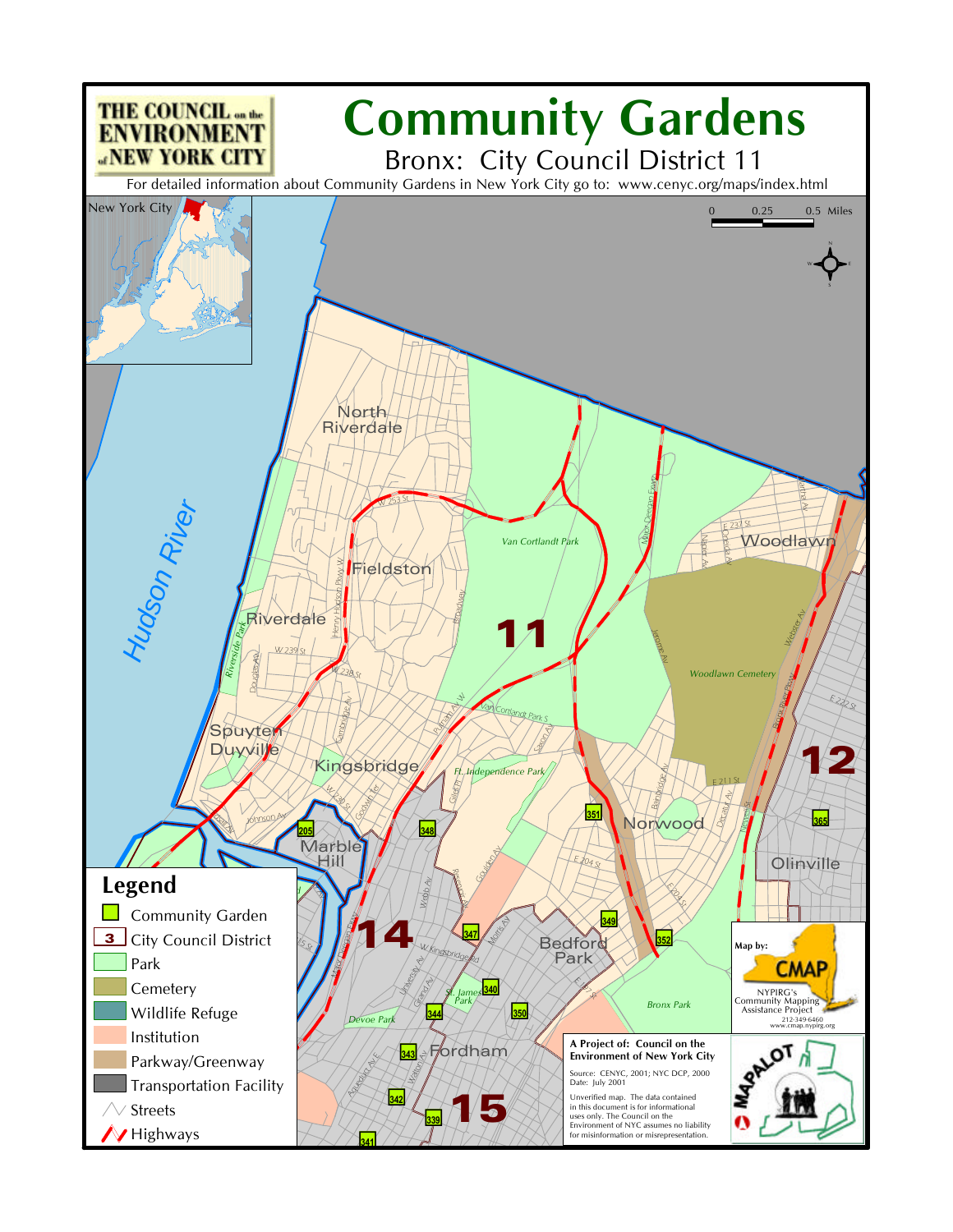THE COUNCIL on the ENVIRONMENT of NEW YORK CITY

# Community Gardens

## Bronx: City Council District 11

For detailed information about Community Gardens in New York City go to: www.cenyc.org/maps/index.html

## Legend

- Community Garden
- City Council District
- Park
- Cemetery
- Wildlife Refuge
- Institution
- Parkway/Greenway
- Transportation Facility
- Streets
- Highways

Map by: CMAP
NYPIRG's Community Mapping Assistance Project
212-349-6460
www.cmap.nypirg.org

**A Project of: Council on the Environment of New York City**

Source: CENYC, 2001; NYC DCP, 2000
Date: July 2001

Unverified map. The data contained in this document is for informational uses only. The Council on the Environment of NYC assumes no liability for misinformation or misrepresentation.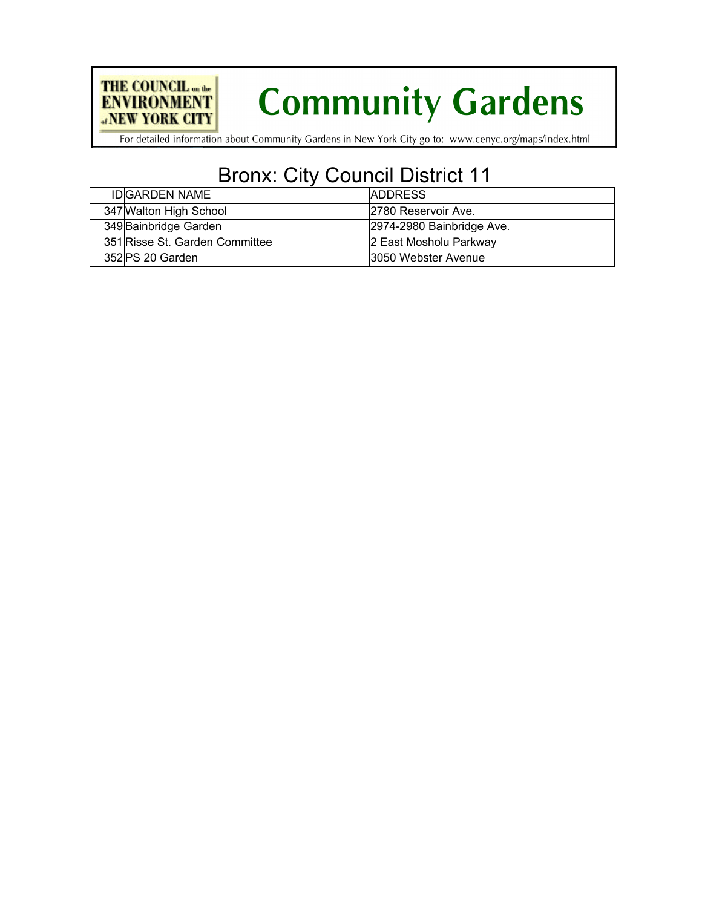THE COUNCIL on the ENVIRONMENT of NEW YORK CITY

# Community Gardens

For detailed information about Community Gardens in New York City go to: www.cenyc.org/maps/index.html

## Bronx: City Council District 11

| ID | GARDEN NAME | ADDRESS |
|---|---|---|
| 347 | Walton High School | 2780 Reservoir Ave. |
| 349 | Bainbridge Garden | 2974-2980 Bainbridge Ave. |
| 351 | Risse St. Garden Committee | 2 East Mosholu Parkway |
| 352 | PS 20 Garden | 3050 Webster Avenue |